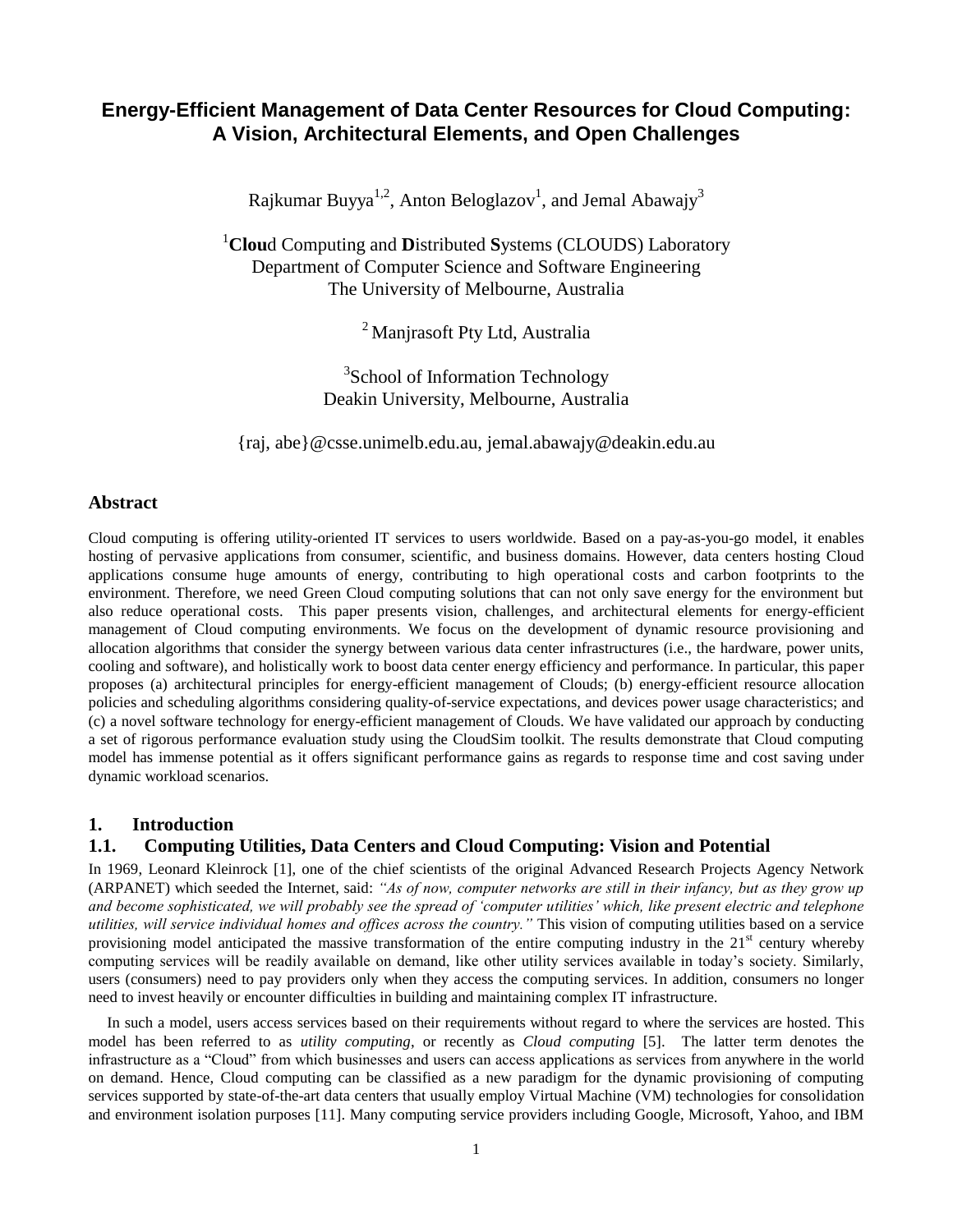# Energy-Efficient Management of Data Center Resources for Cloud Computing: A Vision, Architectural Elements, and Open Challenges

Rajkumar Buyya[1,2], Anton Beloglazov[1], and Jemal Abawajy[3]

[1]**Clou**d Computing and **D**istributed **S**ystems (CLOUDS) Laboratory
Department of Computer Science and Software Engineering
The University of Melbourne, Australia

[2] Manjrasoft Pty Ltd, Australia

[3]School of Information Technology
Deakin University, Melbourne, Australia

{raj, abe}@csse.unimelb.edu.au, jemal.abawajy@deakin.edu.au

## Abstract

Cloud computing is offering utility-oriented IT services to users worldwide. Based on a pay-as-you-go model, it enables hosting of pervasive applications from consumer, scientific, and business domains. However, data centers hosting Cloud applications consume huge amounts of energy, contributing to high operational costs and carbon footprints to the environment. Therefore, we need Green Cloud computing solutions that can not only save energy for the environment but also reduce operational costs. This paper presents vision, challenges, and architectural elements for energy-efficient management of Cloud computing environments. We focus on the development of dynamic resource provisioning and allocation algorithms that consider the synergy between various data center infrastructures (i.e., the hardware, power units, cooling and software), and holistically work to boost data center energy efficiency and performance. In particular, this paper proposes (a) architectural principles for energy-efficient management of Clouds; (b) energy-efficient resource allocation policies and scheduling algorithms considering quality-of-service expectations, and devices power usage characteristics; and (c) a novel software technology for energy-efficient management of Clouds. We have validated our approach by conducting a set of rigorous performance evaluation study using the CloudSim toolkit. The results demonstrate that Cloud computing model has immense potential as it offers significant performance gains as regards to response time and cost saving under dynamic workload scenarios.

## 1. Introduction

### 1.1. Computing Utilities, Data Centers and Cloud Computing: Vision and Potential

In 1969, Leonard Kleinrock [1], one of the chief scientists of the original Advanced Research Projects Agency Network (ARPANET) which seeded the Internet, said: *"As of now, computer networks are still in their infancy, but as they grow up and become sophisticated, we will probably see the spread of 'computer utilities' which, like present electric and telephone utilities, will service individual homes and offices across the country."* This vision of computing utilities based on a service provisioning model anticipated the massive transformation of the entire computing industry in the 21st century whereby computing services will be readily available on demand, like other utility services available in today's society. Similarly, users (consumers) need to pay providers only when they access the computing services. In addition, consumers no longer need to invest heavily or encounter difficulties in building and maintaining complex IT infrastructure.

In such a model, users access services based on their requirements without regard to where the services are hosted. This model has been referred to as *utility computing*, or recently as *Cloud computing* [5]. The latter term denotes the infrastructure as a "Cloud" from which businesses and users can access applications as services from anywhere in the world on demand. Hence, Cloud computing can be classified as a new paradigm for the dynamic provisioning of computing services supported by state-of-the-art data centers that usually employ Virtual Machine (VM) technologies for consolidation and environment isolation purposes [11]. Many computing service providers including Google, Microsoft, Yahoo, and IBM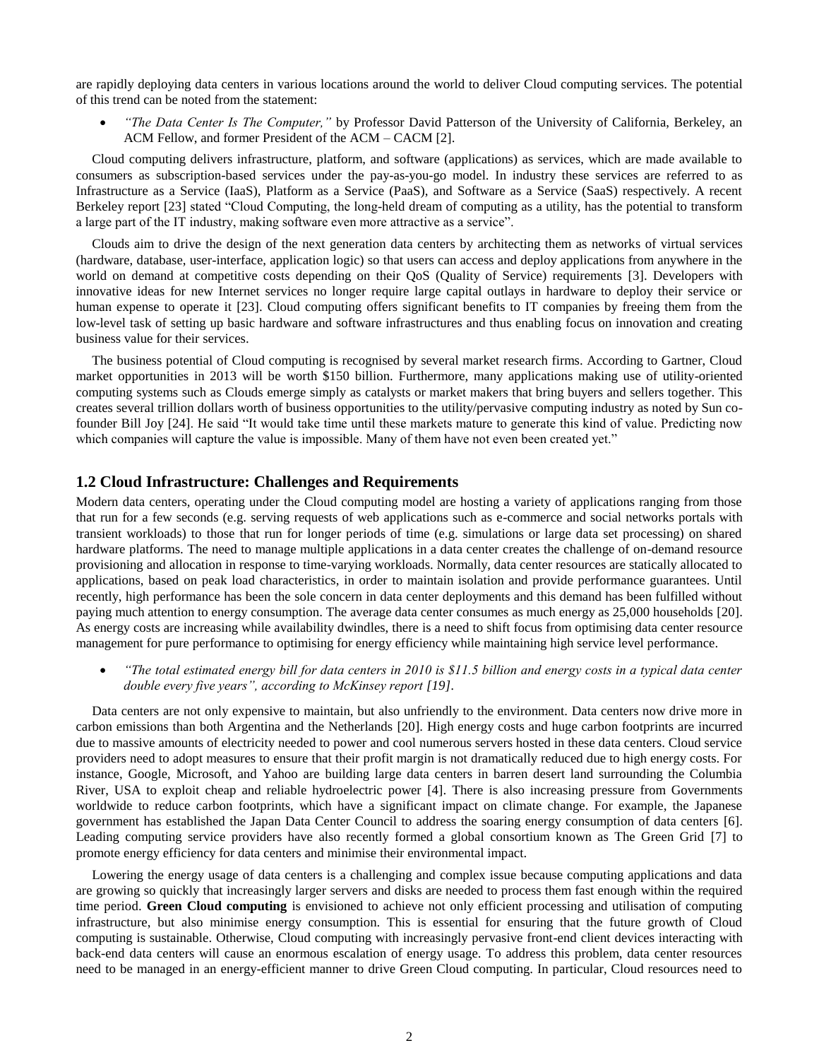are rapidly deploying data centers in various locations around the world to deliver Cloud computing services. The potential of this trend can be noted from the statement:

- *"The Data Center Is The Computer,"* by Professor David Patterson of the University of California, Berkeley, an ACM Fellow, and former President of the ACM – CACM [2].

Cloud computing delivers infrastructure, platform, and software (applications) as services, which are made available to consumers as subscription-based services under the pay-as-you-go model. In industry these services are referred to as Infrastructure as a Service (IaaS), Platform as a Service (PaaS), and Software as a Service (SaaS) respectively. A recent Berkeley report [23] stated "Cloud Computing, the long-held dream of computing as a utility, has the potential to transform a large part of the IT industry, making software even more attractive as a service".

Clouds aim to drive the design of the next generation data centers by architecting them as networks of virtual services (hardware, database, user-interface, application logic) so that users can access and deploy applications from anywhere in the world on demand at competitive costs depending on their QoS (Quality of Service) requirements [3]. Developers with innovative ideas for new Internet services no longer require large capital outlays in hardware to deploy their service or human expense to operate it [23]. Cloud computing offers significant benefits to IT companies by freeing them from the low-level task of setting up basic hardware and software infrastructures and thus enabling focus on innovation and creating business value for their services.

The business potential of Cloud computing is recognised by several market research firms. According to Gartner, Cloud market opportunities in 2013 will be worth $150 billion. Furthermore, many applications making use of utility-oriented computing systems such as Clouds emerge simply as catalysts or market makers that bring buyers and sellers together. This creates several trillion dollars worth of business opportunities to the utility/pervasive computing industry as noted by Sun co-founder Bill Joy [24]. He said "It would take time until these markets mature to generate this kind of value. Predicting now which companies will capture the value is impossible. Many of them have not even been created yet."

## 1.2 Cloud Infrastructure: Challenges and Requirements

Modern data centers, operating under the Cloud computing model are hosting a variety of applications ranging from those that run for a few seconds (e.g. serving requests of web applications such as e-commerce and social networks portals with transient workloads) to those that run for longer periods of time (e.g. simulations or large data set processing) on shared hardware platforms. The need to manage multiple applications in a data center creates the challenge of on-demand resource provisioning and allocation in response to time-varying workloads. Normally, data center resources are statically allocated to applications, based on peak load characteristics, in order to maintain isolation and provide performance guarantees. Until recently, high performance has been the sole concern in data center deployments and this demand has been fulfilled without paying much attention to energy consumption. The average data center consumes as much energy as 25,000 households [20]. As energy costs are increasing while availability dwindles, there is a need to shift focus from optimising data center resource management for pure performance to optimising for energy efficiency while maintaining high service level performance.

- *"The total estimated energy bill for data centers in 2010 is $11.5 billion and energy costs in a typical data center double every five years", according to McKinsey report [19].*

Data centers are not only expensive to maintain, but also unfriendly to the environment. Data centers now drive more in carbon emissions than both Argentina and the Netherlands [20]. High energy costs and huge carbon footprints are incurred due to massive amounts of electricity needed to power and cool numerous servers hosted in these data centers. Cloud service providers need to adopt measures to ensure that their profit margin is not dramatically reduced due to high energy costs. For instance, Google, Microsoft, and Yahoo are building large data centers in barren desert land surrounding the Columbia River, USA to exploit cheap and reliable hydroelectric power [4]. There is also increasing pressure from Governments worldwide to reduce carbon footprints, which have a significant impact on climate change. For example, the Japanese government has established the Japan Data Center Council to address the soaring energy consumption of data centers [6]. Leading computing service providers have also recently formed a global consortium known as The Green Grid [7] to promote energy efficiency for data centers and minimise their environmental impact.

Lowering the energy usage of data centers is a challenging and complex issue because computing applications and data are growing so quickly that increasingly larger servers and disks are needed to process them fast enough within the required time period. **Green Cloud computing** is envisioned to achieve not only efficient processing and utilisation of computing infrastructure, but also minimise energy consumption. This is essential for ensuring that the future growth of Cloud computing is sustainable. Otherwise, Cloud computing with increasingly pervasive front-end client devices interacting with back-end data centers will cause an enormous escalation of energy usage. To address this problem, data center resources need to be managed in an energy-efficient manner to drive Green Cloud computing. In particular, Cloud resources need to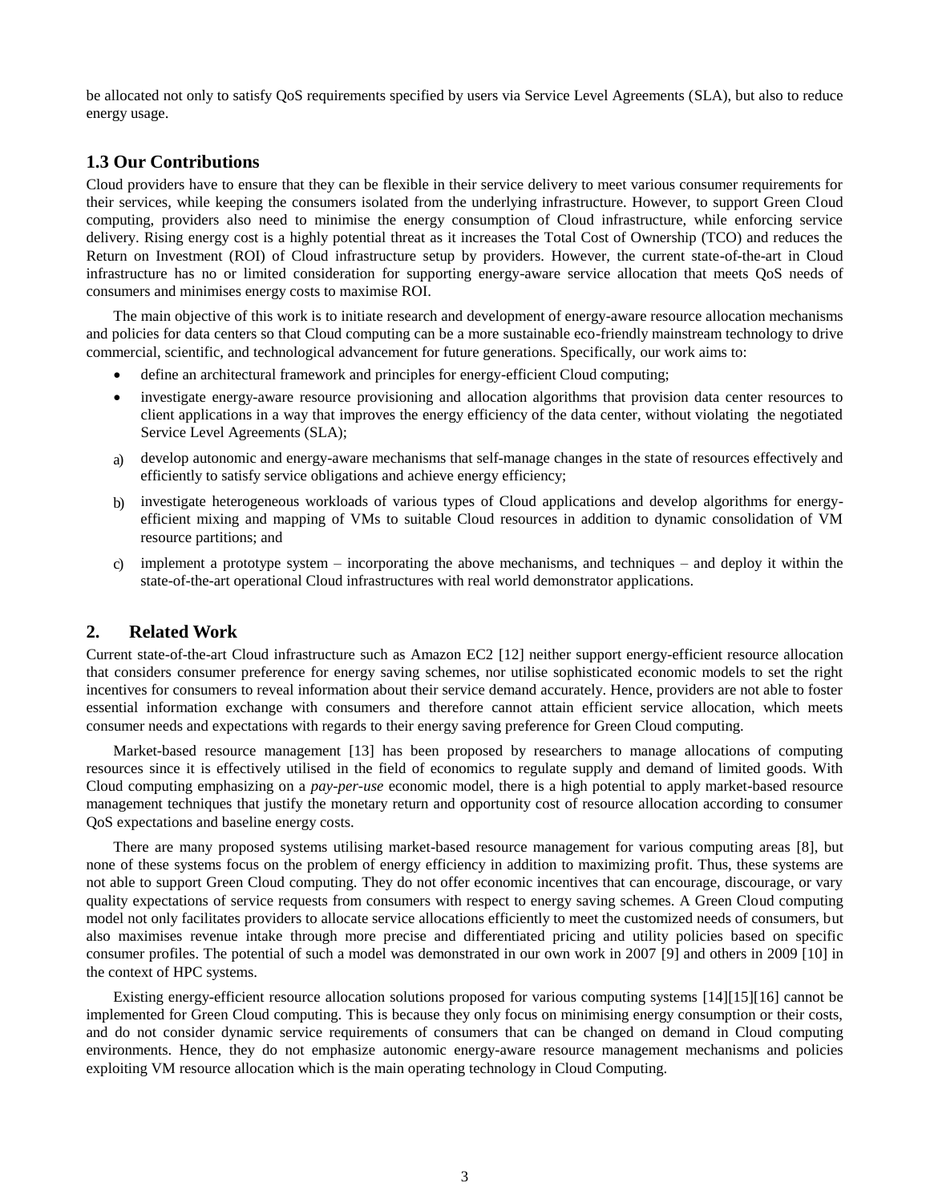be allocated not only to satisfy QoS requirements specified by users via Service Level Agreements (SLA), but also to reduce energy usage.

### 1.3 Our Contributions

Cloud providers have to ensure that they can be flexible in their service delivery to meet various consumer requirements for their services, while keeping the consumers isolated from the underlying infrastructure. However, to support Green Cloud computing, providers also need to minimise the energy consumption of Cloud infrastructure, while enforcing service delivery. Rising energy cost is a highly potential threat as it increases the Total Cost of Ownership (TCO) and reduces the Return on Investment (ROI) of Cloud infrastructure setup by providers. However, the current state-of-the-art in Cloud infrastructure has no or limited consideration for supporting energy-aware service allocation that meets QoS needs of consumers and minimises energy costs to maximise ROI.

The main objective of this work is to initiate research and development of energy-aware resource allocation mechanisms and policies for data centers so that Cloud computing can be a more sustainable eco-friendly mainstream technology to drive commercial, scientific, and technological advancement for future generations. Specifically, our work aims to:

- define an architectural framework and principles for energy-efficient Cloud computing;
- investigate energy-aware resource provisioning and allocation algorithms that provision data center resources to client applications in a way that improves the energy efficiency of the data center, without violating the negotiated Service Level Agreements (SLA);

a) develop autonomic and energy-aware mechanisms that self-manage changes in the state of resources effectively and efficiently to satisfy service obligations and achieve energy efficiency;

b) investigate heterogeneous workloads of various types of Cloud applications and develop algorithms for energy-efficient mixing and mapping of VMs to suitable Cloud resources in addition to dynamic consolidation of VM resource partitions; and

c) implement a prototype system – incorporating the above mechanisms, and techniques – and deploy it within the state-of-the-art operational Cloud infrastructures with real world demonstrator applications.

## 2. Related Work

Current state-of-the-art Cloud infrastructure such as Amazon EC2 [12] neither support energy-efficient resource allocation that considers consumer preference for energy saving schemes, nor utilise sophisticated economic models to set the right incentives for consumers to reveal information about their service demand accurately. Hence, providers are not able to foster essential information exchange with consumers and therefore cannot attain efficient service allocation, which meets consumer needs and expectations with regards to their energy saving preference for Green Cloud computing.

Market-based resource management [13] has been proposed by researchers to manage allocations of computing resources since it is effectively utilised in the field of economics to regulate supply and demand of limited goods. With Cloud computing emphasizing on a *pay-per-use* economic model, there is a high potential to apply market-based resource management techniques that justify the monetary return and opportunity cost of resource allocation according to consumer QoS expectations and baseline energy costs.

There are many proposed systems utilising market-based resource management for various computing areas [8], but none of these systems focus on the problem of energy efficiency in addition to maximizing profit. Thus, these systems are not able to support Green Cloud computing. They do not offer economic incentives that can encourage, discourage, or vary quality expectations of service requests from consumers with respect to energy saving schemes. A Green Cloud computing model not only facilitates providers to allocate service allocations efficiently to meet the customized needs of consumers, but also maximises revenue intake through more precise and differentiated pricing and utility policies based on specific consumer profiles. The potential of such a model was demonstrated in our own work in 2007 [9] and others in 2009 [10] in the context of HPC systems.

Existing energy-efficient resource allocation solutions proposed for various computing systems [14][15][16] cannot be implemented for Green Cloud computing. This is because they only focus on minimising energy consumption or their costs, and do not consider dynamic service requirements of consumers that can be changed on demand in Cloud computing environments. Hence, they do not emphasize autonomic energy-aware resource management mechanisms and policies exploiting VM resource allocation which is the main operating technology in Cloud Computing.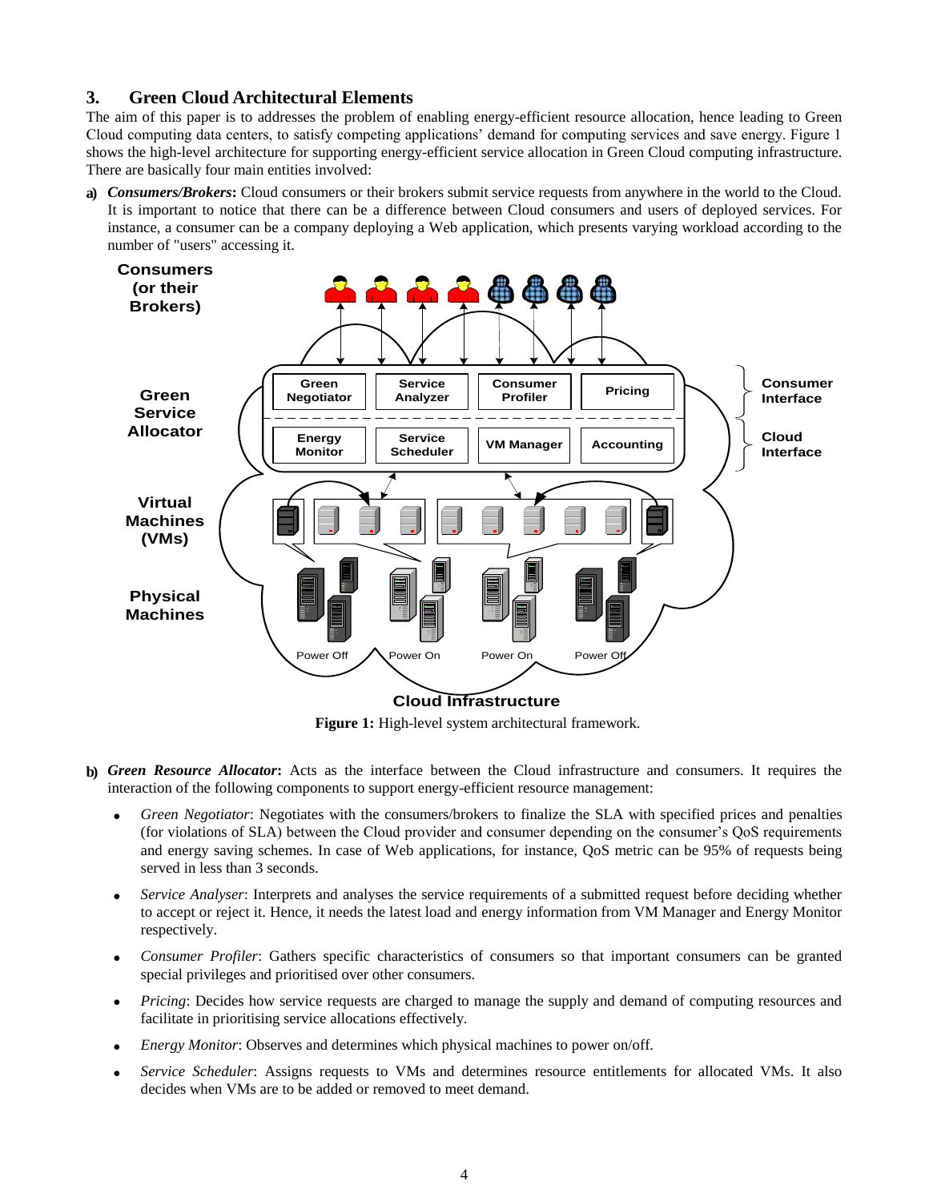## 3. Green Cloud Architectural Elements

The aim of this paper is to addresses the problem of enabling energy-efficient resource allocation, hence leading to Green Cloud computing data centers, to satisfy competing applications' demand for computing services and save energy. Figure 1 shows the high-level architecture for supporting energy-efficient service allocation in Green Cloud computing infrastructure. There are basically four main entities involved:

**a)** ***Consumers/Brokers*****:** Cloud consumers or their brokers submit service requests from anywhere in the world to the Cloud. It is important to notice that there can be a difference between Cloud consumers and users of deployed services. For instance, a consumer can be a company deploying a Web application, which presents varying workload according to the number of "users" accessing it.

**Figure 1:** High-level system architectural framework.

**b)** ***Green Resource Allocator*****:** Acts as the interface between the Cloud infrastructure and consumers. It requires the interaction of the following components to support energy-efficient resource management:

- *Green Negotiator*: Negotiates with the consumers/brokers to finalize the SLA with specified prices and penalties (for violations of SLA) between the Cloud provider and consumer depending on the consumer's QoS requirements and energy saving schemes. In case of Web applications, for instance, QoS metric can be 95% of requests being served in less than 3 seconds.
- *Service Analyser*: Interprets and analyses the service requirements of a submitted request before deciding whether to accept or reject it. Hence, it needs the latest load and energy information from VM Manager and Energy Monitor respectively.
- *Consumer Profiler*: Gathers specific characteristics of consumers so that important consumers can be granted special privileges and prioritised over other consumers.
- *Pricing*: Decides how service requests are charged to manage the supply and demand of computing resources and facilitate in prioritising service allocations effectively.
- *Energy Monitor*: Observes and determines which physical machines to power on/off.
- *Service Scheduler*: Assigns requests to VMs and determines resource entitlements for allocated VMs. It also decides when VMs are to be added or removed to meet demand.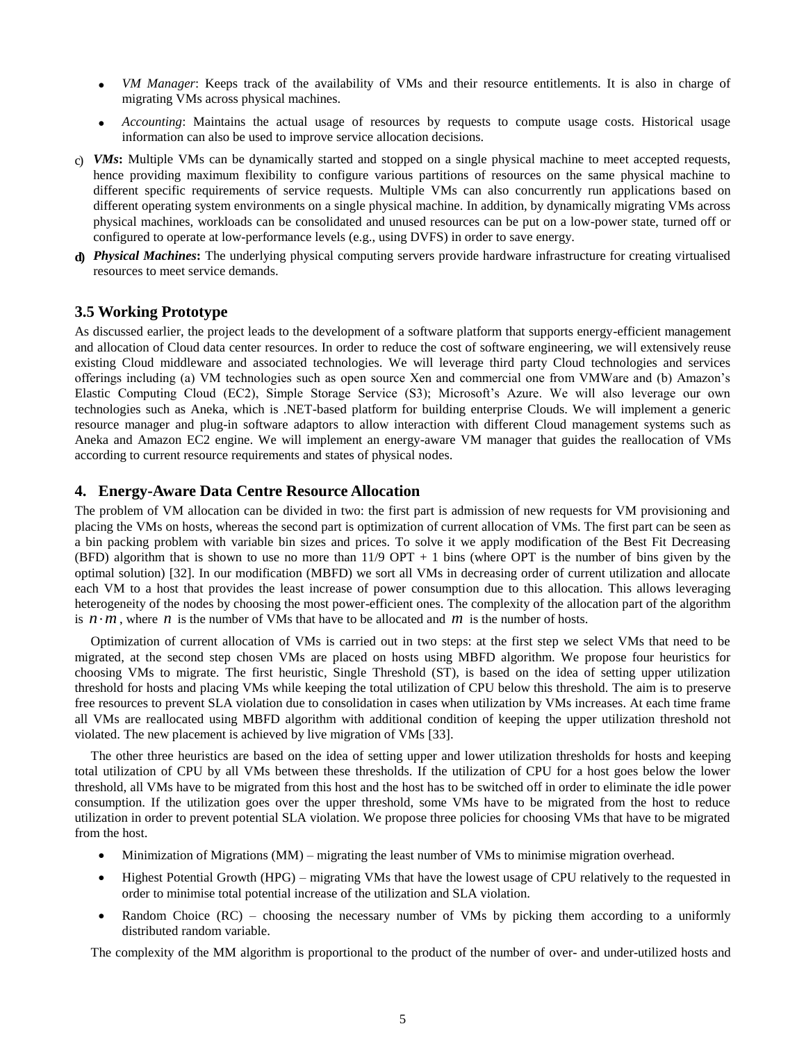- *VM Manager*: Keeps track of the availability of VMs and their resource entitlements. It is also in charge of migrating VMs across physical machines.
- *Accounting*: Maintains the actual usage of resources by requests to compute usage costs. Historical usage information can also be used to improve service allocation decisions.

c) ***VMs*:** Multiple VMs can be dynamically started and stopped on a single physical machine to meet accepted requests, hence providing maximum flexibility to configure various partitions of resources on the same physical machine to different specific requirements of service requests. Multiple VMs can also concurrently run applications based on different operating system environments on a single physical machine. In addition, by dynamically migrating VMs across physical machines, workloads can be consolidated and unused resources can be put on a low-power state, turned off or configured to operate at low-performance levels (e.g., using DVFS) in order to save energy.

d) ***Physical Machines*:** The underlying physical computing servers provide hardware infrastructure for creating virtualised resources to meet service demands.

### 3.5 Working Prototype

As discussed earlier, the project leads to the development of a software platform that supports energy-efficient management and allocation of Cloud data center resources. In order to reduce the cost of software engineering, we will extensively reuse existing Cloud middleware and associated technologies. We will leverage third party Cloud technologies and services offerings including (a) VM technologies such as open source Xen and commercial one from VMWare and (b) Amazon's Elastic Computing Cloud (EC2), Simple Storage Service (S3); Microsoft's Azure. We will also leverage our own technologies such as Aneka, which is .NET-based platform for building enterprise Clouds. We will implement a generic resource manager and plug-in software adaptors to allow interaction with different Cloud management systems such as Aneka and Amazon EC2 engine. We will implement an energy-aware VM manager that guides the reallocation of VMs according to current resource requirements and states of physical nodes.

## 4. Energy-Aware Data Centre Resource Allocation

The problem of VM allocation can be divided in two: the first part is admission of new requests for VM provisioning and placing the VMs on hosts, whereas the second part is optimization of current allocation of VMs. The first part can be seen as a bin packing problem with variable bin sizes and prices. To solve it we apply modification of the Best Fit Decreasing (BFD) algorithm that is shown to use no more than 11/9 OPT + 1 bins (where OPT is the number of bins given by the optimal solution) [32]. In our modification (MBFD) we sort all VMs in decreasing order of current utilization and allocate each VM to a host that provides the least increase of power consumption due to this allocation. This allows leveraging heterogeneity of the nodes by choosing the most power-efficient ones. The complexity of the allocation part of the algorithm is $n \cdot m$, where $n$ is the number of VMs that have to be allocated and $m$ is the number of hosts.

Optimization of current allocation of VMs is carried out in two steps: at the first step we select VMs that need to be migrated, at the second step chosen VMs are placed on hosts using MBFD algorithm. We propose four heuristics for choosing VMs to migrate. The first heuristic, Single Threshold (ST), is based on the idea of setting upper utilization threshold for hosts and placing VMs while keeping the total utilization of CPU below this threshold. The aim is to preserve free resources to prevent SLA violation due to consolidation in cases when utilization by VMs increases. At each time frame all VMs are reallocated using MBFD algorithm with additional condition of keeping the upper utilization threshold not violated. The new placement is achieved by live migration of VMs [33].

The other three heuristics are based on the idea of setting upper and lower utilization thresholds for hosts and keeping total utilization of CPU by all VMs between these thresholds. If the utilization of CPU for a host goes below the lower threshold, all VMs have to be migrated from this host and the host has to be switched off in order to eliminate the idle power consumption. If the utilization goes over the upper threshold, some VMs have to be migrated from the host to reduce utilization in order to prevent potential SLA violation. We propose three policies for choosing VMs that have to be migrated from the host.

- Minimization of Migrations (MM) – migrating the least number of VMs to minimise migration overhead.
- Highest Potential Growth (HPG) – migrating VMs that have the lowest usage of CPU relatively to the requested in order to minimise total potential increase of the utilization and SLA violation.
- Random Choice (RC) – choosing the necessary number of VMs by picking them according to a uniformly distributed random variable.

The complexity of the MM algorithm is proportional to the product of the number of over- and under-utilized hosts and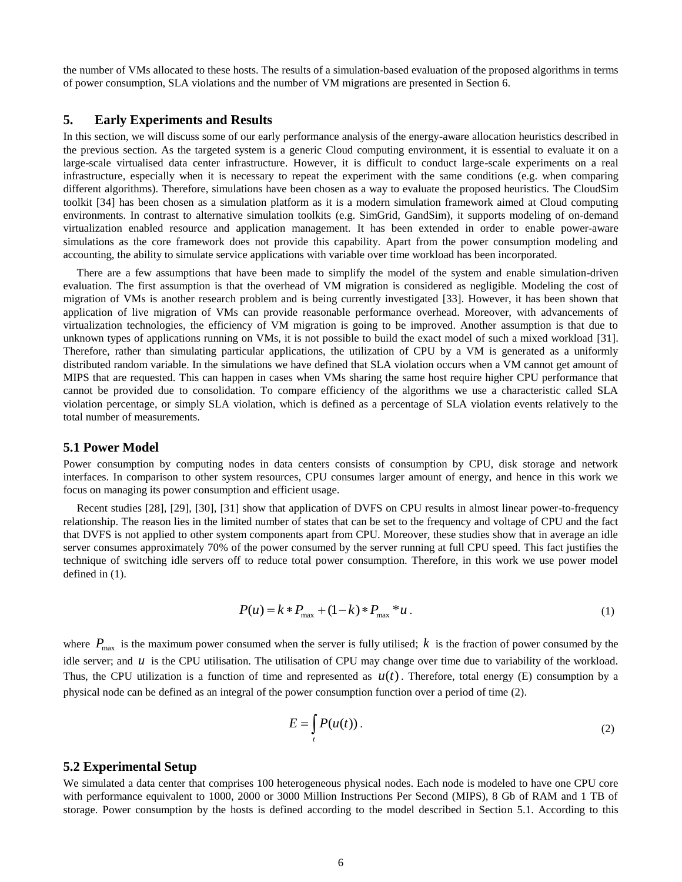the number of VMs allocated to these hosts. The results of a simulation-based evaluation of the proposed algorithms in terms of power consumption, SLA violations and the number of VM migrations are presented in Section 6.

## 5. Early Experiments and Results

In this section, we will discuss some of our early performance analysis of the energy-aware allocation heuristics described in the previous section. As the targeted system is a generic Cloud computing environment, it is essential to evaluate it on a large-scale virtualised data center infrastructure. However, it is difficult to conduct large-scale experiments on a real infrastructure, especially when it is necessary to repeat the experiment with the same conditions (e.g. when comparing different algorithms). Therefore, simulations have been chosen as a way to evaluate the proposed heuristics. The CloudSim toolkit [34] has been chosen as a simulation platform as it is a modern simulation framework aimed at Cloud computing environments. In contrast to alternative simulation toolkits (e.g. SimGrid, GandSim), it supports modeling of on-demand virtualization enabled resource and application management. It has been extended in order to enable power-aware simulations as the core framework does not provide this capability. Apart from the power consumption modeling and accounting, the ability to simulate service applications with variable over time workload has been incorporated.

There are a few assumptions that have been made to simplify the model of the system and enable simulation-driven evaluation. The first assumption is that the overhead of VM migration is considered as negligible. Modeling the cost of migration of VMs is another research problem and is being currently investigated [33]. However, it has been shown that application of live migration of VMs can provide reasonable performance overhead. Moreover, with advancements of virtualization technologies, the efficiency of VM migration is going to be improved. Another assumption is that due to unknown types of applications running on VMs, it is not possible to build the exact model of such a mixed workload [31]. Therefore, rather than simulating particular applications, the utilization of CPU by a VM is generated as a uniformly distributed random variable. In the simulations we have defined that SLA violation occurs when a VM cannot get amount of MIPS that are requested. This can happen in cases when VMs sharing the same host require higher CPU performance that cannot be provided due to consolidation. To compare efficiency of the algorithms we use a characteristic called SLA violation percentage, or simply SLA violation, which is defined as a percentage of SLA violation events relatively to the total number of measurements.

### 5.1 Power Model

Power consumption by computing nodes in data centers consists of consumption by CPU, disk storage and network interfaces. In comparison to other system resources, CPU consumes larger amount of energy, and hence in this work we focus on managing its power consumption and efficient usage.

Recent studies [28], [29], [30], [31] show that application of DVFS on CPU results in almost linear power-to-frequency relationship. The reason lies in the limited number of states that can be set to the frequency and voltage of CPU and the fact that DVFS is not applied to other system components apart from CPU. Moreover, these studies show that in average an idle server consumes approximately 70% of the power consumed by the server running at full CPU speed. This fact justifies the technique of switching idle servers off to reduce total power consumption. Therefore, in this work we use power model defined in (1).

$$P(u) = k * P_{\max} + (1-k) * P_{\max} * u \,. \tag{1}$$

where $P_{\max}$ is the maximum power consumed when the server is fully utilised; $k$ is the fraction of power consumed by the idle server; and $u$ is the CPU utilisation. The utilisation of CPU may change over time due to variability of the workload. Thus, the CPU utilization is a function of time and represented as $u(t)$. Therefore, total energy (E) consumption by a physical node can be defined as an integral of the power consumption function over a period of time (2).

$$E = \int_t P(u(t)) \,. \tag{2}$$

### 5.2 Experimental Setup

We simulated a data center that comprises 100 heterogeneous physical nodes. Each node is modeled to have one CPU core with performance equivalent to 1000, 2000 or 3000 Million Instructions Per Second (MIPS), 8 Gb of RAM and 1 TB of storage. Power consumption by the hosts is defined according to the model described in Section 5.1. According to this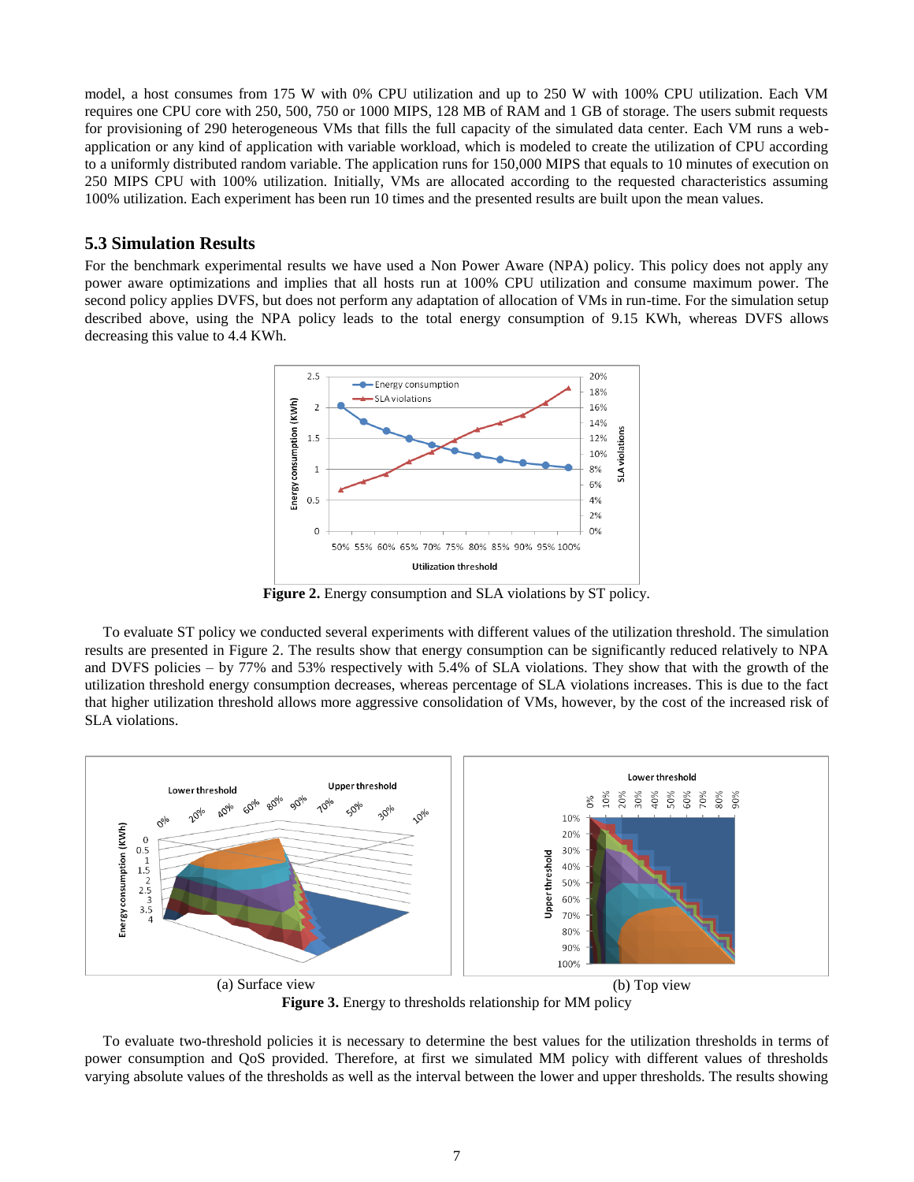model, a host consumes from 175 W with 0% CPU utilization and up to 250 W with 100% CPU utilization. Each VM requires one CPU core with 250, 500, 750 or 1000 MIPS, 128 MB of RAM and 1 GB of storage. The users submit requests for provisioning of 290 heterogeneous VMs that fills the full capacity of the simulated data center. Each VM runs a web-application or any kind of application with variable workload, which is modeled to create the utilization of CPU according to a uniformly distributed random variable. The application runs for 150,000 MIPS that equals to 10 minutes of execution on 250 MIPS CPU with 100% utilization. Initially, VMs are allocated according to the requested characteristics assuming 100% utilization. Each experiment has been run 10 times and the presented results are built upon the mean values.

## 5.3 Simulation Results

For the benchmark experimental results we have used a Non Power Aware (NPA) policy. This policy does not apply any power aware optimizations and implies that all hosts run at 100% CPU utilization and consume maximum power. The second policy applies DVFS, but does not perform any adaptation of allocation of VMs in run-time. For the simulation setup described above, using the NPA policy leads to the total energy consumption of 9.15 KWh, whereas DVFS allows decreasing this value to 4.4 KWh.

**Figure 2.** Energy consumption and SLA violations by ST policy.

To evaluate ST policy we conducted several experiments with different values of the utilization threshold. The simulation results are presented in Figure 2. The results show that energy consumption can be significantly reduced relatively to NPA and DVFS policies – by 77% and 53% respectively with 5.4% of SLA violations. They show that with the growth of the utilization threshold energy consumption decreases, whereas percentage of SLA violations increases. This is due to the fact that higher utilization threshold allows more aggressive consolidation of VMs, however, by the cost of the increased risk of SLA violations.

(a) Surface view (b) Top view

**Figure 3.** Energy to thresholds relationship for MM policy

To evaluate two-threshold policies it is necessary to determine the best values for the utilization thresholds in terms of power consumption and QoS provided. Therefore, at first we simulated MM policy with different values of thresholds varying absolute values of the thresholds as well as the interval between the lower and upper thresholds. The results showing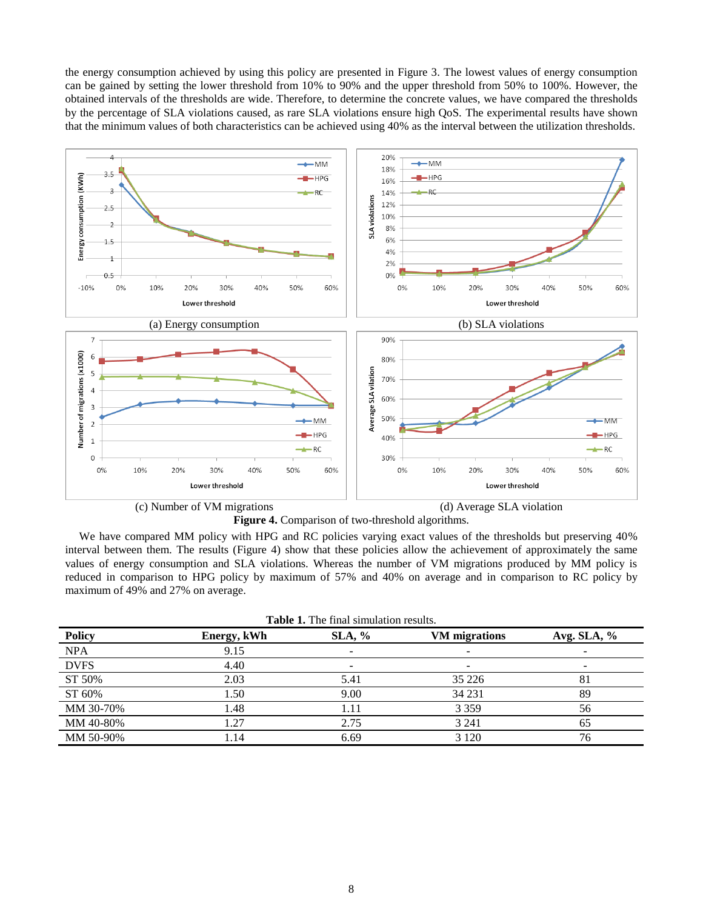the energy consumption achieved by using this policy are presented in Figure 3. The lowest values of energy consumption can be gained by setting the lower threshold from 10% to 90% and the upper threshold from 50% to 100%. However, the obtained intervals of the thresholds are wide. Therefore, to determine the concrete values, we have compared the thresholds by the percentage of SLA violations caused, as rare SLA violations ensure high QoS. The experimental results have shown that the minimum values of both characteristics can be achieved using 40% as the interval between the utilization thresholds.

(a) Energy consumption

(b) SLA violations

(c) Number of VM migrations

(d) Average SLA violation

**Figure 4.** Comparison of two-threshold algorithms.

We have compared MM policy with HPG and RC policies varying exact values of the thresholds but preserving 40% interval between them. The results (Figure 4) show that these policies allow the achievement of approximately the same values of energy consumption and SLA violations. Whereas the number of VM migrations produced by MM policy is reduced in comparison to HPG policy by maximum of 57% and 40% on average and in comparison to RC policy by maximum of 49% and 27% on average.

**Table 1.** The final simulation results.

| Policy | Energy, kWh | SLA, % | VM migrations | Avg. SLA, % |
|---|---|---|---|---|
| NPA | 9.15 | - | - | - |
| DVFS | 4.40 | - | - | - |
| ST 50% | 2.03 | 5.41 | 35 226 | 81 |
| ST 60% | 1.50 | 9.00 | 34 231 | 89 |
| MM 30-70% | 1.48 | 1.11 | 3 359 | 56 |
| MM 40-80% | 1.27 | 2.75 | 3 241 | 65 |
| MM 50-90% | 1.14 | 6.69 | 3 120 | 76 |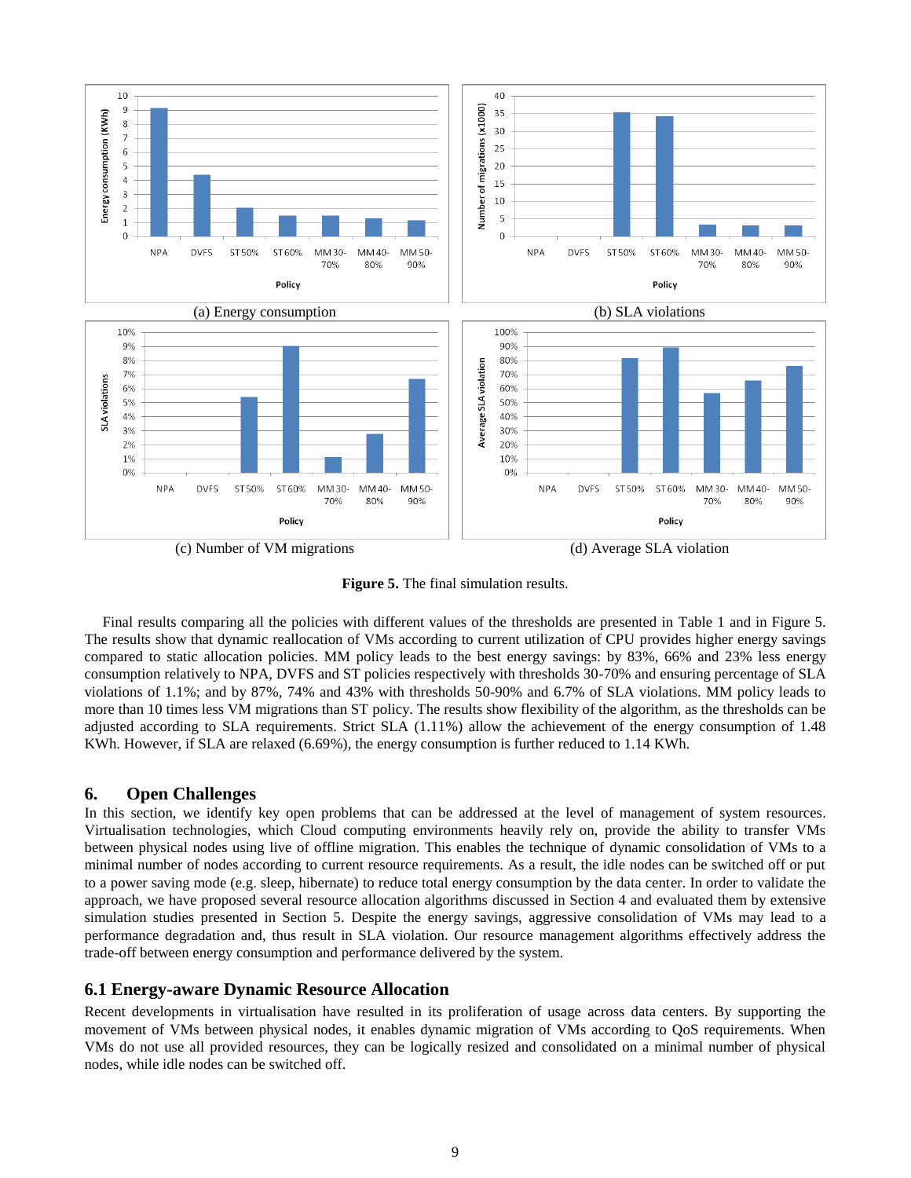(a) Energy consumption

(b) SLA violations

(c) Number of VM migrations

(d) Average SLA violation

**Figure 5.** The final simulation results.

Final results comparing all the policies with different values of the thresholds are presented in Table 1 and in Figure 5. The results show that dynamic reallocation of VMs according to current utilization of CPU provides higher energy savings compared to static allocation policies. MM policy leads to the best energy savings: by 83%, 66% and 23% less energy consumption relatively to NPA, DVFS and ST policies respectively with thresholds 30-70% and ensuring percentage of SLA violations of 1.1%; and by 87%, 74% and 43% with thresholds 50-90% and 6.7% of SLA violations. MM policy leads to more than 10 times less VM migrations than ST policy. The results show flexibility of the algorithm, as the thresholds can be adjusted according to SLA requirements. Strict SLA (1.11%) allow the achievement of the energy consumption of 1.48 KWh. However, if SLA are relaxed (6.69%), the energy consumption is further reduced to 1.14 KWh.

## 6. Open Challenges

In this section, we identify key open problems that can be addressed at the level of management of system resources. Virtualisation technologies, which Cloud computing environments heavily rely on, provide the ability to transfer VMs between physical nodes using live of offline migration. This enables the technique of dynamic consolidation of VMs to a minimal number of nodes according to current resource requirements. As a result, the idle nodes can be switched off or put to a power saving mode (e.g. sleep, hibernate) to reduce total energy consumption by the data center. In order to validate the approach, we have proposed several resource allocation algorithms discussed in Section 4 and evaluated them by extensive simulation studies presented in Section 5. Despite the energy savings, aggressive consolidation of VMs may lead to a performance degradation and, thus result in SLA violation. Our resource management algorithms effectively address the trade-off between energy consumption and performance delivered by the system.

### 6.1 Energy-aware Dynamic Resource Allocation

Recent developments in virtualisation have resulted in its proliferation of usage across data centers. By supporting the movement of VMs between physical nodes, it enables dynamic migration of VMs according to QoS requirements. When VMs do not use all provided resources, they can be logically resized and consolidated on a minimal number of physical nodes, while idle nodes can be switched off.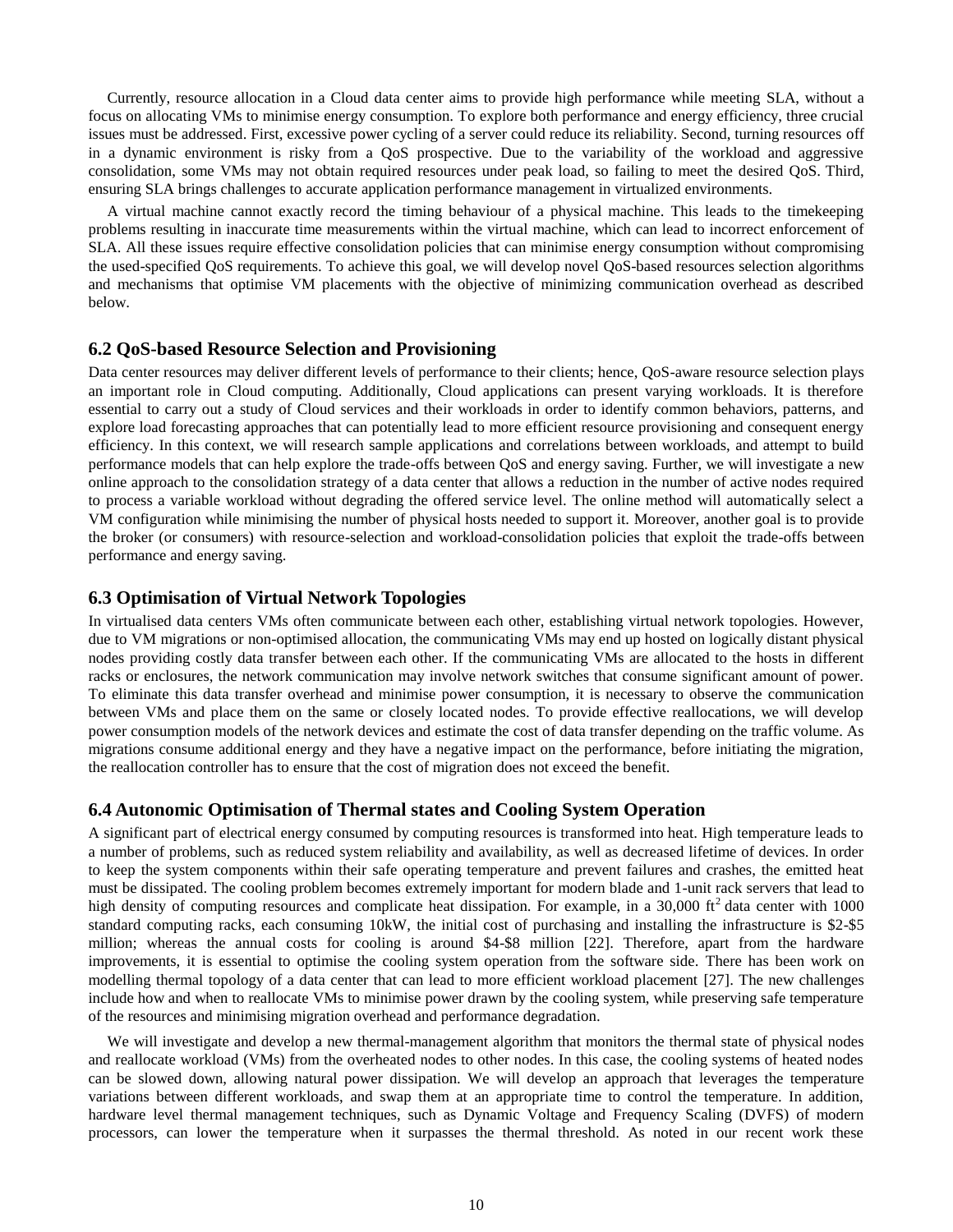Currently, resource allocation in a Cloud data center aims to provide high performance while meeting SLA, without a focus on allocating VMs to minimise energy consumption. To explore both performance and energy efficiency, three crucial issues must be addressed. First, excessive power cycling of a server could reduce its reliability. Second, turning resources off in a dynamic environment is risky from a QoS prospective. Due to the variability of the workload and aggressive consolidation, some VMs may not obtain required resources under peak load, so failing to meet the desired QoS. Third, ensuring SLA brings challenges to accurate application performance management in virtualized environments.

A virtual machine cannot exactly record the timing behaviour of a physical machine. This leads to the timekeeping problems resulting in inaccurate time measurements within the virtual machine, which can lead to incorrect enforcement of SLA. All these issues require effective consolidation policies that can minimise energy consumption without compromising the used-specified QoS requirements. To achieve this goal, we will develop novel QoS-based resources selection algorithms and mechanisms that optimise VM placements with the objective of minimizing communication overhead as described below.

### 6.2 QoS-based Resource Selection and Provisioning

Data center resources may deliver different levels of performance to their clients; hence, QoS-aware resource selection plays an important role in Cloud computing. Additionally, Cloud applications can present varying workloads. It is therefore essential to carry out a study of Cloud services and their workloads in order to identify common behaviors, patterns, and explore load forecasting approaches that can potentially lead to more efficient resource provisioning and consequent energy efficiency. In this context, we will research sample applications and correlations between workloads, and attempt to build performance models that can help explore the trade-offs between QoS and energy saving. Further, we will investigate a new online approach to the consolidation strategy of a data center that allows a reduction in the number of active nodes required to process a variable workload without degrading the offered service level. The online method will automatically select a VM configuration while minimising the number of physical hosts needed to support it. Moreover, another goal is to provide the broker (or consumers) with resource-selection and workload-consolidation policies that exploit the trade-offs between performance and energy saving.

### 6.3 Optimisation of Virtual Network Topologies

In virtualised data centers VMs often communicate between each other, establishing virtual network topologies. However, due to VM migrations or non-optimised allocation, the communicating VMs may end up hosted on logically distant physical nodes providing costly data transfer between each other. If the communicating VMs are allocated to the hosts in different racks or enclosures, the network communication may involve network switches that consume significant amount of power. To eliminate this data transfer overhead and minimise power consumption, it is necessary to observe the communication between VMs and place them on the same or closely located nodes. To provide effective reallocations, we will develop power consumption models of the network devices and estimate the cost of data transfer depending on the traffic volume. As migrations consume additional energy and they have a negative impact on the performance, before initiating the migration, the reallocation controller has to ensure that the cost of migration does not exceed the benefit.

### 6.4 Autonomic Optimisation of Thermal states and Cooling System Operation

A significant part of electrical energy consumed by computing resources is transformed into heat. High temperature leads to a number of problems, such as reduced system reliability and availability, as well as decreased lifetime of devices. In order to keep the system components within their safe operating temperature and prevent failures and crashes, the emitted heat must be dissipated. The cooling problem becomes extremely important for modern blade and 1-unit rack servers that lead to high density of computing resources and complicate heat dissipation. For example, in a 30,000 $ft^2$ data center with 1000 standard computing racks, each consuming 10kW, the initial cost of purchasing and installing the infrastructure is \$2-\$5 million; whereas the annual costs for cooling is around \$4-\$8 million [22]. Therefore, apart from the hardware improvements, it is essential to optimise the cooling system operation from the software side. There has been work on modelling thermal topology of a data center that can lead to more efficient workload placement [27]. The new challenges include how and when to reallocate VMs to minimise power drawn by the cooling system, while preserving safe temperature of the resources and minimising migration overhead and performance degradation.

We will investigate and develop a new thermal-management algorithm that monitors the thermal state of physical nodes and reallocate workload (VMs) from the overheated nodes to other nodes. In this case, the cooling systems of heated nodes can be slowed down, allowing natural power dissipation. We will develop an approach that leverages the temperature variations between different workloads, and swap them at an appropriate time to control the temperature. In addition, hardware level thermal management techniques, such as Dynamic Voltage and Frequency Scaling (DVFS) of modern processors, can lower the temperature when it surpasses the thermal threshold. As noted in our recent work these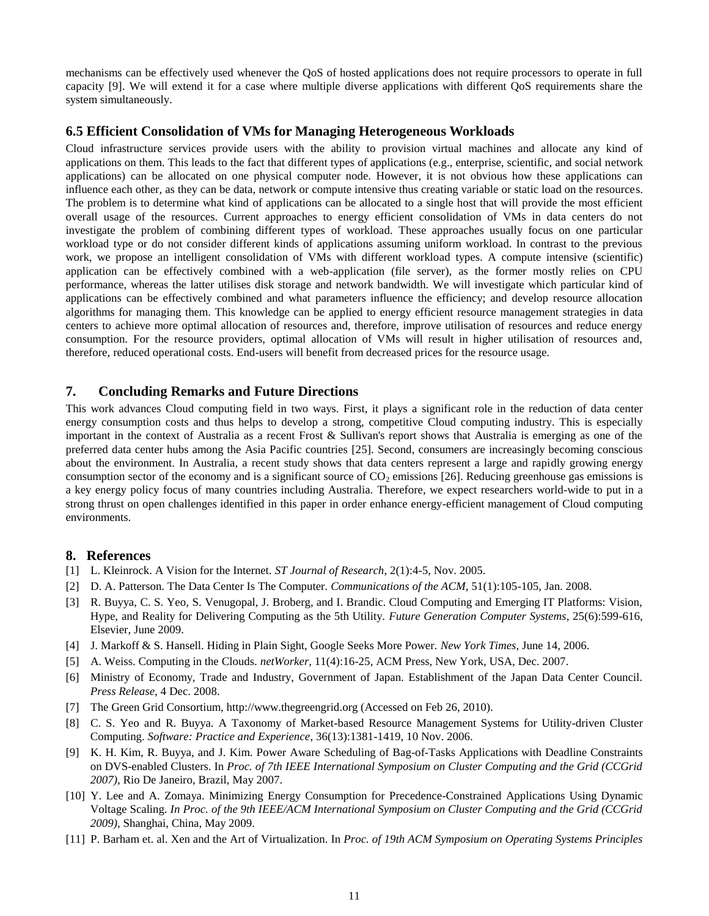mechanisms can be effectively used whenever the QoS of hosted applications does not require processors to operate in full capacity [9]. We will extend it for a case where multiple diverse applications with different QoS requirements share the system simultaneously.

### 6.5 Efficient Consolidation of VMs for Managing Heterogeneous Workloads

Cloud infrastructure services provide users with the ability to provision virtual machines and allocate any kind of applications on them. This leads to the fact that different types of applications (e.g., enterprise, scientific, and social network applications) can be allocated on one physical computer node. However, it is not obvious how these applications can influence each other, as they can be data, network or compute intensive thus creating variable or static load on the resources. The problem is to determine what kind of applications can be allocated to a single host that will provide the most efficient overall usage of the resources. Current approaches to energy efficient consolidation of VMs in data centers do not investigate the problem of combining different types of workload. These approaches usually focus on one particular workload type or do not consider different kinds of applications assuming uniform workload. In contrast to the previous work, we propose an intelligent consolidation of VMs with different workload types. A compute intensive (scientific) application can be effectively combined with a web-application (file server), as the former mostly relies on CPU performance, whereas the latter utilises disk storage and network bandwidth. We will investigate which particular kind of applications can be effectively combined and what parameters influence the efficiency; and develop resource allocation algorithms for managing them. This knowledge can be applied to energy efficient resource management strategies in data centers to achieve more optimal allocation of resources and, therefore, improve utilisation of resources and reduce energy consumption. For the resource providers, optimal allocation of VMs will result in higher utilisation of resources and, therefore, reduced operational costs. End-users will benefit from decreased prices for the resource usage.

## 7. Concluding Remarks and Future Directions

This work advances Cloud computing field in two ways. First, it plays a significant role in the reduction of data center energy consumption costs and thus helps to develop a strong, competitive Cloud computing industry. This is especially important in the context of Australia as a recent Frost & Sullivan's report shows that Australia is emerging as one of the preferred data center hubs among the Asia Pacific countries [25]. Second, consumers are increasingly becoming conscious about the environment. In Australia, a recent study shows that data centers represent a large and rapidly growing energy consumption sector of the economy and is a significant source of $CO_2$ emissions [26]. Reducing greenhouse gas emissions is a key energy policy focus of many countries including Australia. Therefore, we expect researchers world-wide to put in a strong thrust on open challenges identified in this paper in order enhance energy-efficient management of Cloud computing environments.

## 8. References

[1] L. Kleinrock. A Vision for the Internet. *ST Journal of Research*, 2(1):4-5, Nov. 2005.

[2] D. A. Patterson. The Data Center Is The Computer. *Communications of the ACM*, 51(1):105-105, Jan. 2008.

[3] R. Buyya, C. S. Yeo, S. Venugopal, J. Broberg, and I. Brandic. Cloud Computing and Emerging IT Platforms: Vision, Hype, and Reality for Delivering Computing as the 5th Utility. *Future Generation Computer Systems*, 25(6):599-616, Elsevier, June 2009.

[4] J. Markoff & S. Hansell. Hiding in Plain Sight, Google Seeks More Power. *New York Times*, June 14, 2006.

[5] A. Weiss. Computing in the Clouds. *netWorker*, 11(4):16-25, ACM Press, New York, USA, Dec. 2007.

[6] Ministry of Economy, Trade and Industry, Government of Japan. Establishment of the Japan Data Center Council. *Press Release*, 4 Dec. 2008.

[7] The Green Grid Consortium, http://www.thegreengrid.org (Accessed on Feb 26, 2010).

[8] C. S. Yeo and R. Buyya. A Taxonomy of Market-based Resource Management Systems for Utility-driven Cluster Computing. *Software: Practice and Experience*, 36(13):1381-1419, 10 Nov. 2006.

[9] K. H. Kim, R. Buyya, and J. Kim. Power Aware Scheduling of Bag-of-Tasks Applications with Deadline Constraints on DVS-enabled Clusters. In *Proc. of 7th IEEE International Symposium on Cluster Computing and the Grid (CCGrid 2007)*, Rio De Janeiro, Brazil, May 2007.

[10] Y. Lee and A. Zomaya. Minimizing Energy Consumption for Precedence-Constrained Applications Using Dynamic Voltage Scaling. *In Proc. of the 9th IEEE/ACM International Symposium on Cluster Computing and the Grid (CCGrid 2009)*, Shanghai, China, May 2009.

[11] P. Barham et. al. Xen and the Art of Virtualization. In *Proc. of 19th ACM Symposium on Operating Systems Principles*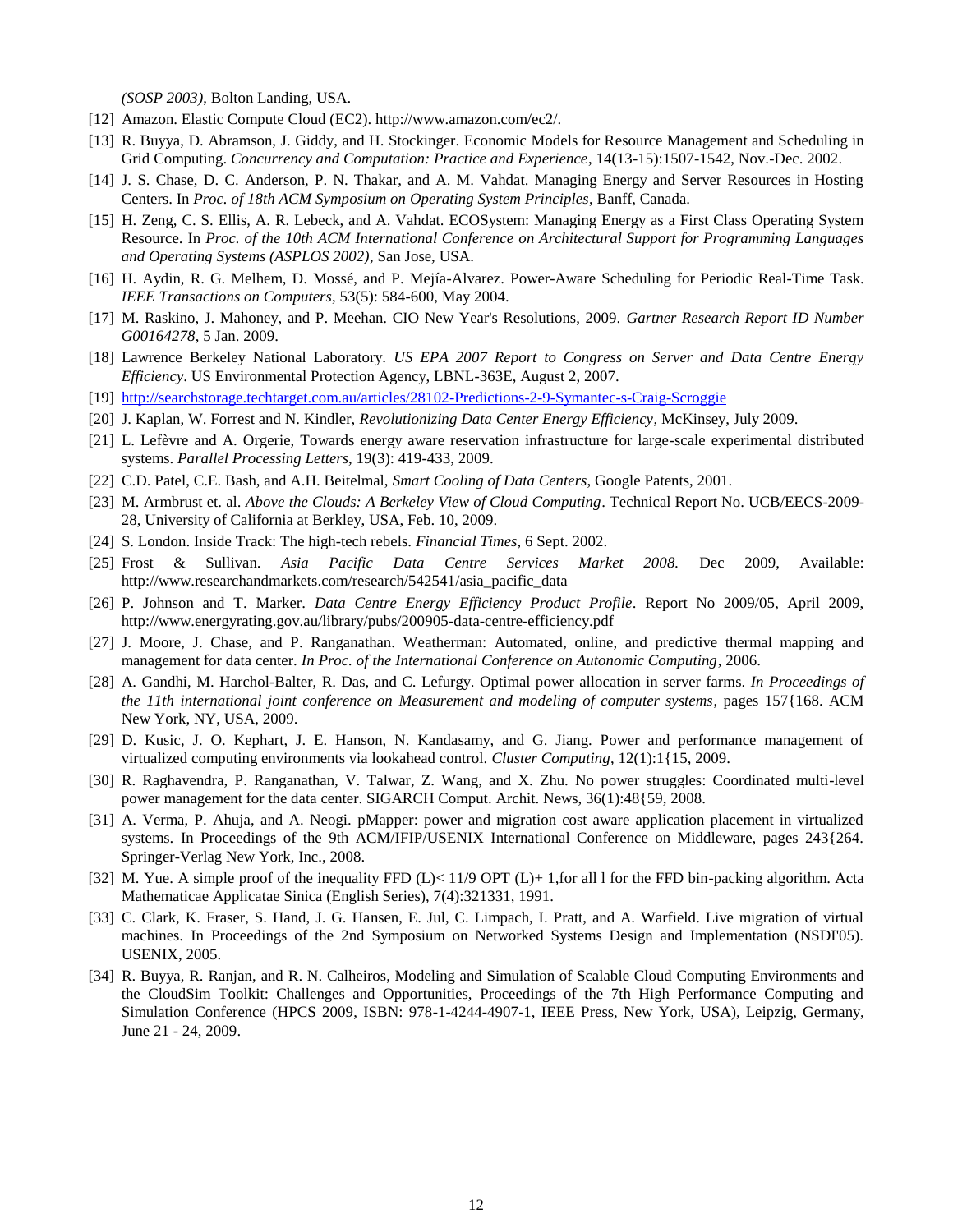*(SOSP 2003)*, Bolton Landing, USA.

[12] Amazon. Elastic Compute Cloud (EC2). http://www.amazon.com/ec2/.

[13] R. Buyya, D. Abramson, J. Giddy, and H. Stockinger. Economic Models for Resource Management and Scheduling in Grid Computing. *Concurrency and Computation: Practice and Experience*, 14(13-15):1507-1542, Nov.-Dec. 2002.

[14] J. S. Chase, D. C. Anderson, P. N. Thakar, and A. M. Vahdat. Managing Energy and Server Resources in Hosting Centers. In *Proc. of 18th ACM Symposium on Operating System Principles*, Banff, Canada.

[15] H. Zeng, C. S. Ellis, A. R. Lebeck, and A. Vahdat. ECOSystem: Managing Energy as a First Class Operating System Resource. In *Proc. of the 10th ACM International Conference on Architectural Support for Programming Languages and Operating Systems (ASPLOS 2002)*, San Jose, USA.

[16] H. Aydin, R. G. Melhem, D. Mossé, and P. Mejía-Alvarez. Power-Aware Scheduling for Periodic Real-Time Task. *IEEE Transactions on Computers*, 53(5): 584-600, May 2004.

[17] M. Raskino, J. Mahoney, and P. Meehan. CIO New Year's Resolutions, 2009. *Gartner Research Report ID Number G00164278*, 5 Jan. 2009.

[18] Lawrence Berkeley National Laboratory. *US EPA 2007 Report to Congress on Server and Data Centre Energy Efficiency*. US Environmental Protection Agency, LBNL-363E, August 2, 2007.

[19] http://searchstorage.techtarget.com.au/articles/28102-Predictions-2-9-Symantec-s-Craig-Scroggie

[20] J. Kaplan, W. Forrest and N. Kindler, *Revolutionizing Data Center Energy Efficiency*, McKinsey, July 2009.

[21] L. Lefèvre and A. Orgerie, Towards energy aware reservation infrastructure for large-scale experimental distributed systems. *Parallel Processing Letters*, 19(3): 419-433, 2009.

[22] C.D. Patel, C.E. Bash, and A.H. Beitelmal, *Smart Cooling of Data Centers*, Google Patents, 2001.

[23] M. Armbrust et. al. *Above the Clouds: A Berkeley View of Cloud Computing*. Technical Report No. UCB/EECS-2009-28, University of California at Berkley, USA, Feb. 10, 2009.

[24] S. London. Inside Track: The high-tech rebels. *Financial Times*, 6 Sept. 2002.

[25] Frost & Sullivan. *Asia Pacific Data Centre Services Market 2008.* Dec 2009, Available: http://www.researchandmarkets.com/research/542541/asia_pacific_data

[26] P. Johnson and T. Marker. *Data Centre Energy Efficiency Product Profile*. Report No 2009/05, April 2009, http://www.energyrating.gov.au/library/pubs/200905-data-centre-efficiency.pdf

[27] J. Moore, J. Chase, and P. Ranganathan. Weatherman: Automated, online, and predictive thermal mapping and management for data center. *In Proc. of the International Conference on Autonomic Computing*, 2006.

[28] A. Gandhi, M. Harchol-Balter, R. Das, and C. Lefurgy. Optimal power allocation in server farms. *In Proceedings of the 11th international joint conference on Measurement and modeling of computer systems*, pages 157{168. ACM New York, NY, USA, 2009.

[29] D. Kusic, J. O. Kephart, J. E. Hanson, N. Kandasamy, and G. Jiang. Power and performance management of virtualized computing environments via lookahead control. *Cluster Computing*, 12(1):1{15, 2009.

[30] R. Raghavendra, P. Ranganathan, V. Talwar, Z. Wang, and X. Zhu. No power struggles: Coordinated multi-level power management for the data center. SIGARCH Comput. Archit. News, 36(1):48{59, 2008.

[31] A. Verma, P. Ahuja, and A. Neogi. pMapper: power and migration cost aware application placement in virtualized systems. In Proceedings of the 9th ACM/IFIP/USENIX International Conference on Middleware, pages 243{264. Springer-Verlag New York, Inc., 2008.

[32] M. Yue. A simple proof of the inequality FFD (L)< 11/9 OPT (L)+ 1,for all l for the FFD bin-packing algorithm. Acta Mathematicae Applicatae Sinica (English Series), 7(4):321331, 1991.

[33] C. Clark, K. Fraser, S. Hand, J. G. Hansen, E. Jul, C. Limpach, I. Pratt, and A. Warfield. Live migration of virtual machines. In Proceedings of the 2nd Symposium on Networked Systems Design and Implementation (NSDI'05). USENIX, 2005.

[34] R. Buyya, R. Ranjan, and R. N. Calheiros, Modeling and Simulation of Scalable Cloud Computing Environments and the CloudSim Toolkit: Challenges and Opportunities, Proceedings of the 7th High Performance Computing and Simulation Conference (HPCS 2009, ISBN: 978-1-4244-4907-1, IEEE Press, New York, USA), Leipzig, Germany, June 21 - 24, 2009.